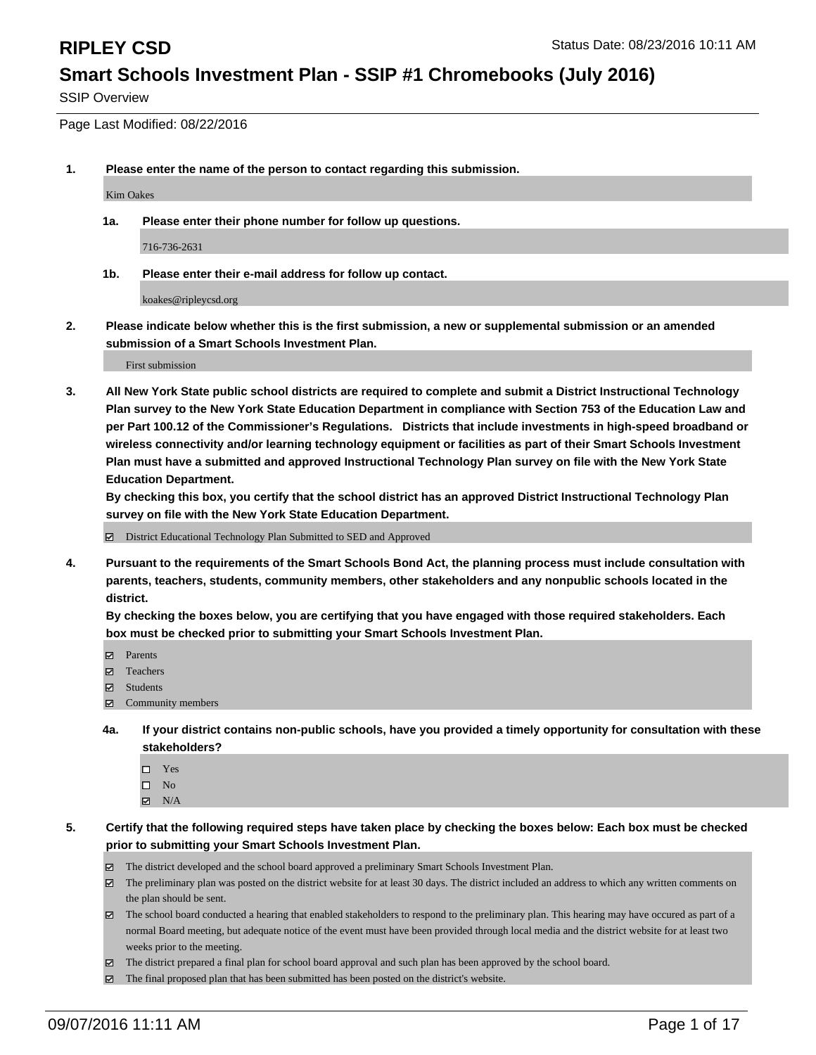# RIPLEY CSD

Status Date: 08/23/2016 10:11 AM

## Smart Schools Investment Plan - SSIP #1 Chromebooks (July 2016)

SSIP Overview

Page Last Modified: 08/22/2016

1. **Please enter the name of the person to contact regarding this submission.**

   Kim Oakes

   1a. **Please enter their phone number for follow up questions.**

   716-736-2631

   1b. **Please enter their e-mail address for follow up contact.**

   koakes@ripleycsd.org

2. **Please indicate below whether this is the first submission, a new or supplemental submission or an amended submission of a Smart Schools Investment Plan.**

   First submission

3. **All New York State public school districts are required to complete and submit a District Instructional Technology Plan survey to the New York State Education Department in compliance with Section 753 of the Education Law and per Part 100.12 of the Commissioner's Regulations. Districts that include investments in high-speed broadband or wireless connectivity and/or learning technology equipment or facilities as part of their Smart Schools Investment Plan must have a submitted and approved Instructional Technology Plan survey on file with the New York State Education Department.**
   **By checking this box, you certify that the school district has an approved District Instructional Technology Plan survey on file with the New York State Education Department.**

   ☑ District Educational Technology Plan Submitted to SED and Approved

4. **Pursuant to the requirements of the Smart Schools Bond Act, the planning process must include consultation with parents, teachers, students, community members, other stakeholders and any nonpublic schools located in the district.**
   **By checking the boxes below, you are certifying that you have engaged with those required stakeholders. Each box must be checked prior to submitting your Smart Schools Investment Plan.**

   ☑ Parents
   ☑ Teachers
   ☑ Students
   ☑ Community members

   4a. **If your district contains non-public schools, have you provided a timely opportunity for consultation with these stakeholders?**

   ☐ Yes
   ☐ No
   ☑ N/A

5. **Certify that the following required steps have taken place by checking the boxes below: Each box must be checked prior to submitting your Smart Schools Investment Plan.**

   ☑ The district developed and the school board approved a preliminary Smart Schools Investment Plan.
   ☑ The preliminary plan was posted on the district website for at least 30 days. The district included an address to which any written comments on the plan should be sent.
   ☑ The school board conducted a hearing that enabled stakeholders to respond to the preliminary plan. This hearing may have occured as part of a normal Board meeting, but adequate notice of the event must have been provided through local media and the district website for at least two weeks prior to the meeting.
   ☑ The district prepared a final plan for school board approval and such plan has been approved by the school board.
   ☑ The final proposed plan that has been submitted has been posted on the district's website.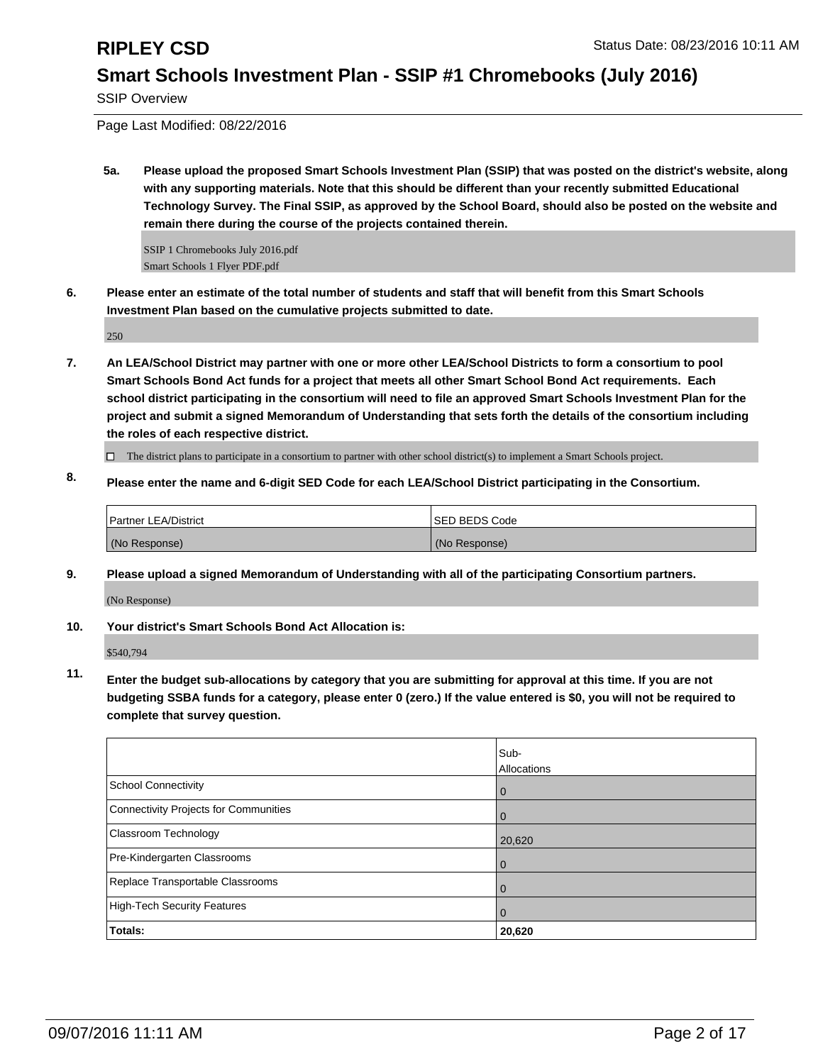SSIP Overview

Page Last Modified: 08/22/2016

**5a. Please upload the proposed Smart Schools Investment Plan (SSIP) that was posted on the district's website, along with any supporting materials. Note that this should be different than your recently submitted Educational Technology Survey. The Final SSIP, as approved by the School Board, should also be posted on the website and remain there during the course of the projects contained therein.**

SSIP 1 Chromebooks July 2016.pdf
Smart Schools 1 Flyer PDF.pdf

**6. Please enter an estimate of the total number of students and staff that will benefit from this Smart Schools Investment Plan based on the cumulative projects submitted to date.**

250

**7. An LEA/School District may partner with one or more other LEA/School Districts to form a consortium to pool Smart Schools Bond Act funds for a project that meets all other Smart School Bond Act requirements. Each school district participating in the consortium will need to file an approved Smart Schools Investment Plan for the project and submit a signed Memorandum of Understanding that sets forth the details of the consortium including the roles of each respective district.**

☐ The district plans to participate in a consortium to partner with other school district(s) to implement a Smart Schools project.

**8. Please enter the name and 6-digit SED Code for each LEA/School District participating in the Consortium.**

| Partner LEA/District | SED BEDS Code |
|---|---|
| (No Response) | (No Response) |

**9. Please upload a signed Memorandum of Understanding with all of the participating Consortium partners.**

(No Response)

**10. Your district's Smart Schools Bond Act Allocation is:**

$540,794

**11. Enter the budget sub-allocations by category that you are submitting for approval at this time. If you are not budgeting SSBA funds for a category, please enter 0 (zero.) If the value entered is $0, you will not be required to complete that survey question.**

| | Sub-Allocations |
|---|---|
| School Connectivity | 0 |
| Connectivity Projects for Communities | 0 |
| Classroom Technology | 20,620 |
| Pre-Kindergarten Classrooms | 0 |
| Replace Transportable Classrooms | 0 |
| High-Tech Security Features | 0 |
| **Totals:** | **20,620** |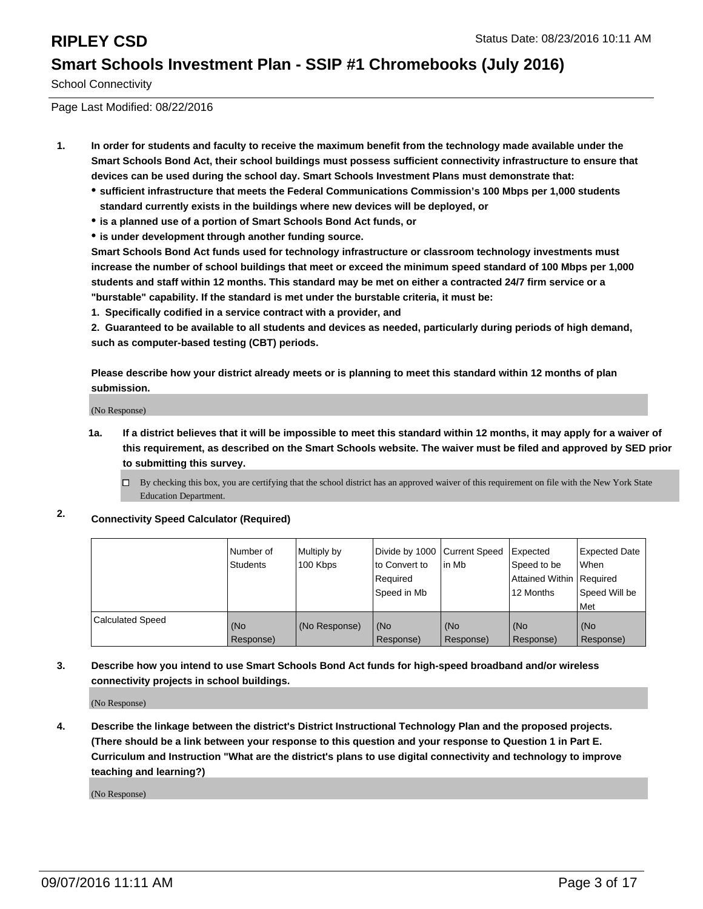School Connectivity

Page Last Modified: 08/22/2016

1. **In order for students and faculty to receive the maximum benefit from the technology made available under the Smart Schools Bond Act, their school buildings must possess sufficient connectivity infrastructure to ensure that devices can be used during the school day. Smart Schools Investment Plans must demonstrate that:**
   - **sufficient infrastructure that meets the Federal Communications Commission's 100 Mbps per 1,000 students standard currently exists in the buildings where new devices will be deployed, or**
   - **is a planned use of a portion of Smart Schools Bond Act funds, or**
   - **is under development through another funding source.**

   **Smart Schools Bond Act funds used for technology infrastructure or classroom technology investments must increase the number of school buildings that meet or exceed the minimum speed standard of 100 Mbps per 1,000 students and staff within 12 months. This standard may be met on either a contracted 24/7 firm service or a "burstable" capability. If the standard is met under the burstable criteria, it must be:**

   **1. Specifically codified in a service contract with a provider, and**

   **2. Guaranteed to be available to all students and devices as needed, particularly during periods of high demand, such as computer-based testing (CBT) periods.**

   **Please describe how your district already meets or is planning to meet this standard within 12 months of plan submission.**

   (No Response)

   **1a. If a district believes that it will be impossible to meet this standard within 12 months, it may apply for a waiver of this requirement, as described on the Smart Schools website. The waiver must be filed and approved by SED prior to submitting this survey.**

   ☐ By checking this box, you are certifying that the school district has an approved waiver of this requirement on file with the New York State Education Department.

2. **Connectivity Speed Calculator (Required)**

| | Number of Students | Multiply by 100 Kbps | Divide by 1000 to Convert to Required Speed in Mb | Current Speed in Mb | Expected Speed to be Attained Within 12 Months | Expected Date When Required Speed Will be Met |
|---|---|---|---|---|---|---|
| Calculated Speed | (No Response) | (No Response) | (No Response) | (No Response) | (No Response) | (No Response) |

3. **Describe how you intend to use Smart Schools Bond Act funds for high-speed broadband and/or wireless connectivity projects in school buildings.**

   (No Response)

4. **Describe the linkage between the district's District Instructional Technology Plan and the proposed projects. (There should be a link between your response to this question and your response to Question 1 in Part E. Curriculum and Instruction "What are the district's plans to use digital connectivity and technology to improve teaching and learning?)**

   (No Response)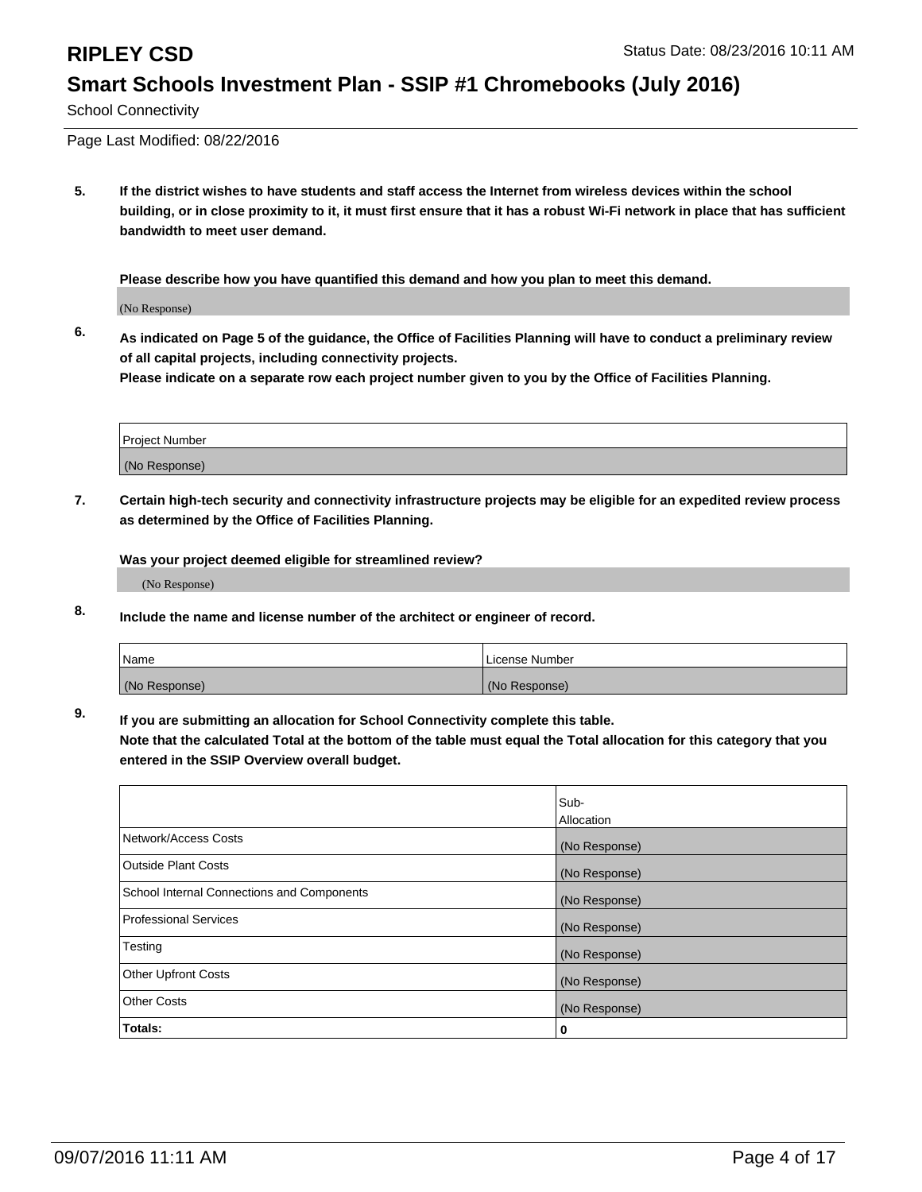## School Connectivity

Page Last Modified: 08/22/2016

**5. If the district wishes to have students and staff access the Internet from wireless devices within the school building, or in close proximity to it, it must first ensure that it has a robust Wi-Fi network in place that has sufficient bandwidth to meet user demand.**

**Please describe how you have quantified this demand and how you plan to meet this demand.**

(No Response)

**6. As indicated on Page 5 of the guidance, the Office of Facilities Planning will have to conduct a preliminary review of all capital projects, including connectivity projects.**
**Please indicate on a separate row each project number given to you by the Office of Facilities Planning.**

| Project Number |
| --- |
| (No Response) |

**7. Certain high-tech security and connectivity infrastructure projects may be eligible for an expedited review process as determined by the Office of Facilities Planning.**

**Was your project deemed eligible for streamlined review?**

(No Response)

**8. Include the name and license number of the architect or engineer of record.**

| Name | License Number |
| --- | --- |
| (No Response) | (No Response) |

**9. If you are submitting an allocation for School Connectivity complete this table.**
**Note that the calculated Total at the bottom of the table must equal the Total allocation for this category that you entered in the SSIP Overview overall budget.**

| | Sub-Allocation |
| --- | --- |
| Network/Access Costs | (No Response) |
| Outside Plant Costs | (No Response) |
| School Internal Connections and Components | (No Response) |
| Professional Services | (No Response) |
| Testing | (No Response) |
| Other Upfront Costs | (No Response) |
| Other Costs | (No Response) |
| **Totals:** | **0** |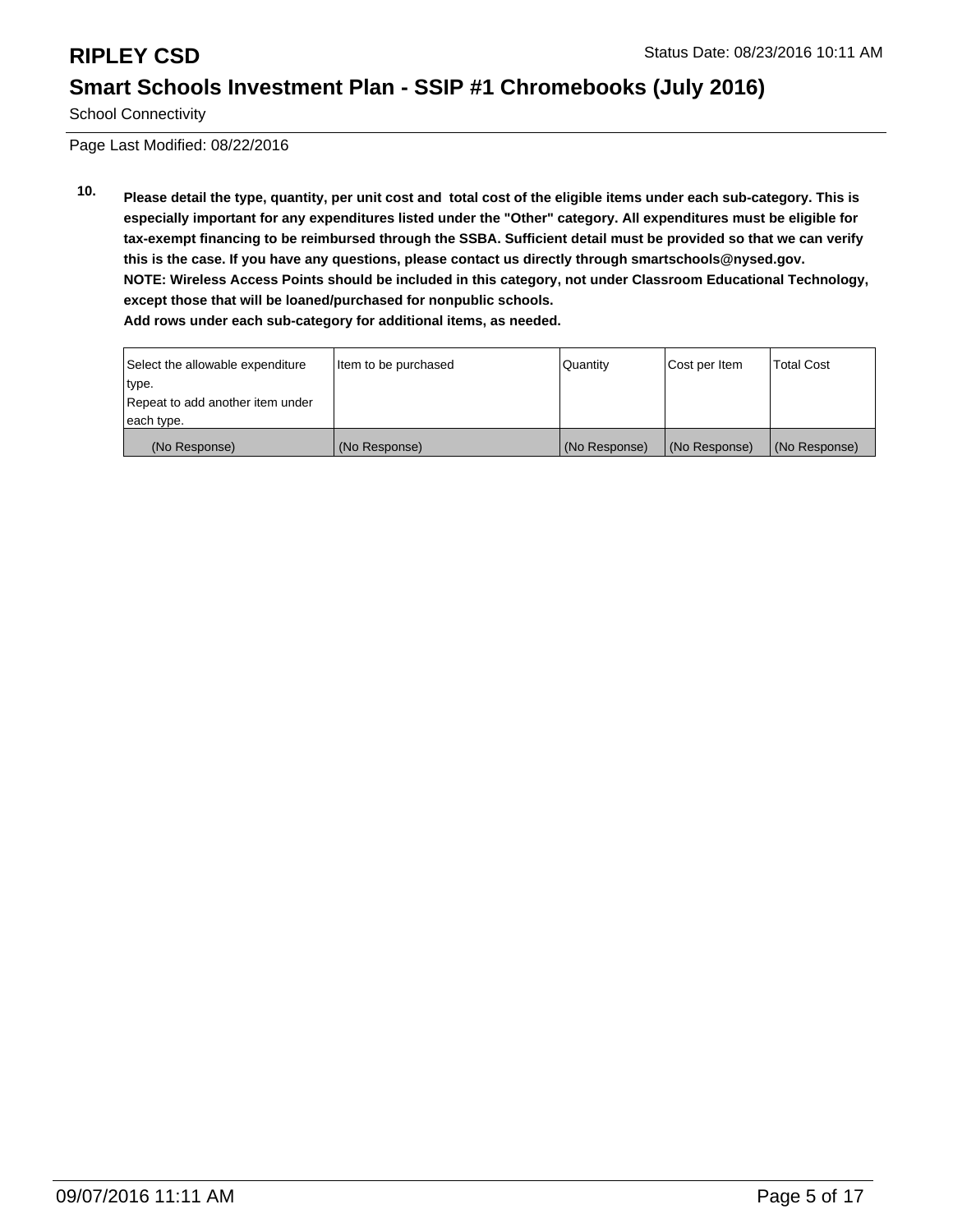School Connectivity

Page Last Modified: 08/22/2016

**10. Please detail the type, quantity, per unit cost and total cost of the eligible items under each sub-category. This is especially important for any expenditures listed under the "Other" category. All expenditures must be eligible for tax-exempt financing to be reimbursed through the SSBA. Sufficient detail must be provided so that we can verify this is the case. If you have any questions, please contact us directly through smartschools@nysed.gov.**
**NOTE: Wireless Access Points should be included in this category, not under Classroom Educational Technology, except those that will be loaned/purchased for nonpublic schools.**
**Add rows under each sub-category for additional items, as needed.**

| Select the allowable expenditure type. Repeat to add another item under each type. | Item to be purchased | Quantity | Cost per Item | Total Cost |
|---|---|---|---|---|
| (No Response) | (No Response) | (No Response) | (No Response) | (No Response) |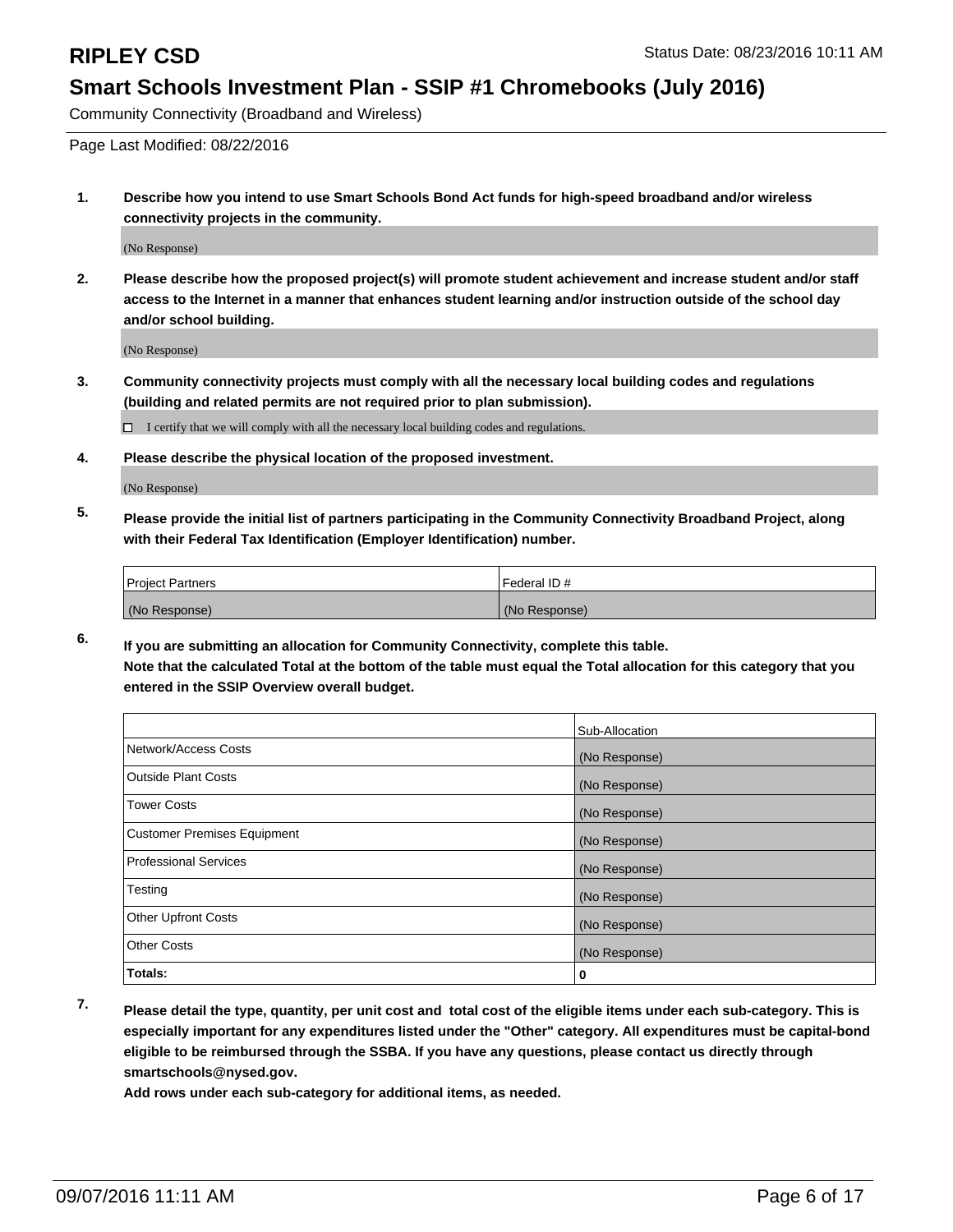Community Connectivity (Broadband and Wireless)

Page Last Modified: 08/22/2016

**1. Describe how you intend to use Smart Schools Bond Act funds for high-speed broadband and/or wireless connectivity projects in the community.**

(No Response)

**2. Please describe how the proposed project(s) will promote student achievement and increase student and/or staff access to the Internet in a manner that enhances student learning and/or instruction outside of the school day and/or school building.**

(No Response)

**3. Community connectivity projects must comply with all the necessary local building codes and regulations (building and related permits are not required prior to plan submission).**

☐ I certify that we will comply with all the necessary local building codes and regulations.

**4. Please describe the physical location of the proposed investment.**

(No Response)

**5. Please provide the initial list of partners participating in the Community Connectivity Broadband Project, along with their Federal Tax Identification (Employer Identification) number.**

| Project Partners | Federal ID # |
|---|---|
| (No Response) | (No Response) |

**6. If you are submitting an allocation for Community Connectivity, complete this table.**
**Note that the calculated Total at the bottom of the table must equal the Total allocation for this category that you entered in the SSIP Overview overall budget.**

| | Sub-Allocation |
|---|---|
| Network/Access Costs | (No Response) |
| Outside Plant Costs | (No Response) |
| Tower Costs | (No Response) |
| Customer Premises Equipment | (No Response) |
| Professional Services | (No Response) |
| Testing | (No Response) |
| Other Upfront Costs | (No Response) |
| Other Costs | (No Response) |
| **Totals:** | **0** |

**7. Please detail the type, quantity, per unit cost and total cost of the eligible items under each sub-category. This is especially important for any expenditures listed under the "Other" category. All expenditures must be capital-bond eligible to be reimbursed through the SSBA. If you have any questions, please contact us directly through smartschools@nysed.gov.**
**Add rows under each sub-category for additional items, as needed.**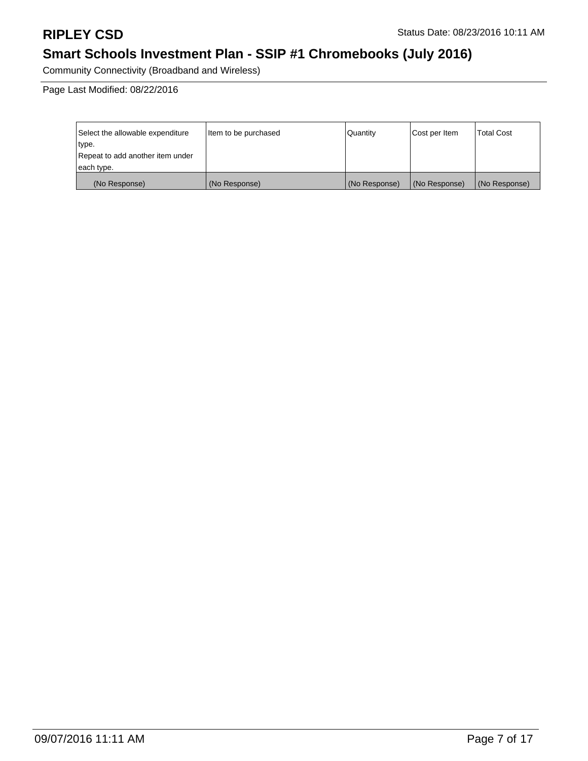# RIPLEY CSD

Status Date: 08/23/2016 10:11 AM

## Smart Schools Investment Plan - SSIP #1 Chromebooks (July 2016)

Community Connectivity (Broadband and Wireless)

Page Last Modified: 08/22/2016

| Select the allowable expenditure type. Repeat to add another item under each type. | Item to be purchased | Quantity | Cost per Item | Total Cost |
|---|---|---|---|---|
| (No Response) | (No Response) | (No Response) | (No Response) | (No Response) |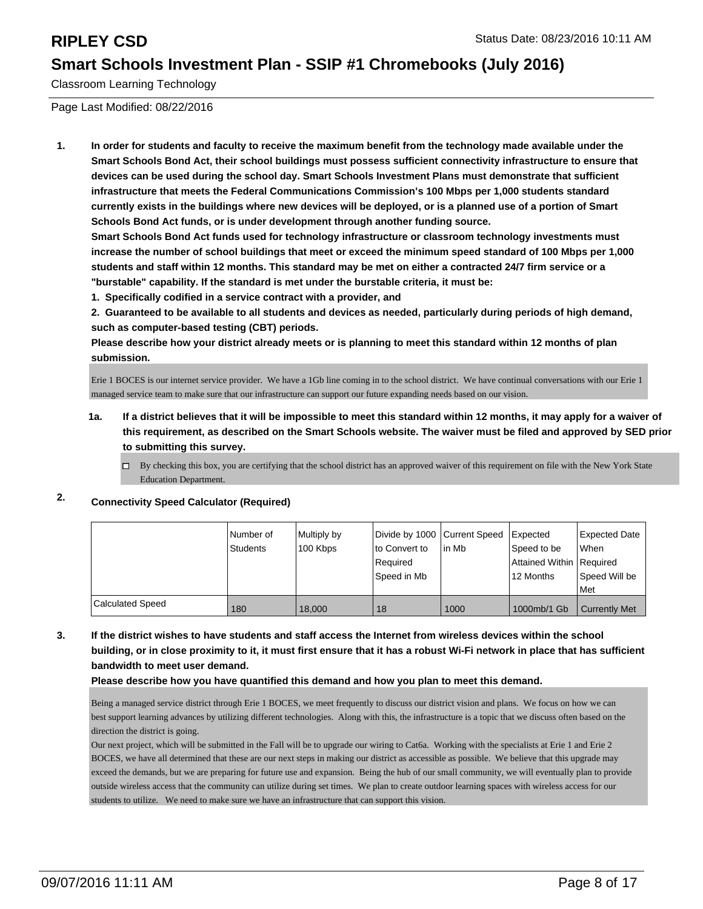# RIPLEY CSD

Status Date: 08/23/2016 10:11 AM

## Smart Schools Investment Plan - SSIP #1 Chromebooks (July 2016)

Classroom Learning Technology

Page Last Modified: 08/22/2016

**1. In order for students and faculty to receive the maximum benefit from the technology made available under the Smart Schools Bond Act, their school buildings must possess sufficient connectivity infrastructure to ensure that devices can be used during the school day. Smart Schools Investment Plans must demonstrate that sufficient infrastructure that meets the Federal Communications Commission's 100 Mbps per 1,000 students standard currently exists in the buildings where new devices will be deployed, or is a planned use of a portion of Smart Schools Bond Act funds, or is under development through another funding source.**

**Smart Schools Bond Act funds used for technology infrastructure or classroom technology investments must increase the number of school buildings that meet or exceed the minimum speed standard of 100 Mbps per 1,000 students and staff within 12 months. This standard may be met on either a contracted 24/7 firm service or a "burstable" capability. If the standard is met under the burstable criteria, it must be:**

**1. Specifically codified in a service contract with a provider, and**

**2. Guaranteed to be available to all students and devices as needed, particularly during periods of high demand, such as computer-based testing (CBT) periods.**

**Please describe how your district already meets or is planning to meet this standard within 12 months of plan submission.**

Erie 1 BOCES is our internet service provider. We have a 1Gb line coming in to the school district. We have continual conversations with our Erie 1 managed service team to make sure that our infrastructure can support our future expanding needs based on our vision.

**1a. If a district believes that it will be impossible to meet this standard within 12 months, it may apply for a waiver of this requirement, as described on the Smart Schools website. The waiver must be filed and approved by SED prior to submitting this survey.**

- [ ] By checking this box, you are certifying that the school district has an approved waiver of this requirement on file with the New York State Education Department.

**2. Connectivity Speed Calculator (Required)**

| | Number of Students | Multiply by 100 Kbps | Divide by 1000 to Convert to Required Speed in Mb | Current Speed in Mb | Expected Speed to be Attained Within 12 Months | Expected Date When Required Speed Will be Met |
|---|---|---|---|---|---|---|
| Calculated Speed | 180 | 18,000 | 18 | 1000 | 1000mb/1 Gb | Currently Met |

**3. If the district wishes to have students and staff access the Internet from wireless devices within the school building, or in close proximity to it, it must first ensure that it has a robust Wi-Fi network in place that has sufficient bandwidth to meet user demand.**

**Please describe how you have quantified this demand and how you plan to meet this demand.**

Being a managed service district through Erie 1 BOCES, we meet frequently to discuss our district vision and plans. We focus on how we can best support learning advances by utilizing different technologies. Along with this, the infrastructure is a topic that we discuss often based on the direction the district is going.

Our next project, which will be submitted in the Fall will be to upgrade our wiring to Cat6a. Working with the specialists at Erie 1 and Erie 2 BOCES, we have all determined that these are our next steps in making our district as accessible as possible. We believe that this upgrade may exceed the demands, but we are preparing for future use and expansion. Being the hub of our small community, we will eventually plan to provide outside wireless access that the community can utilize during set times. We plan to create outdoor learning spaces with wireless access for our students to utilize. We need to make sure we have an infrastructure that can support this vision.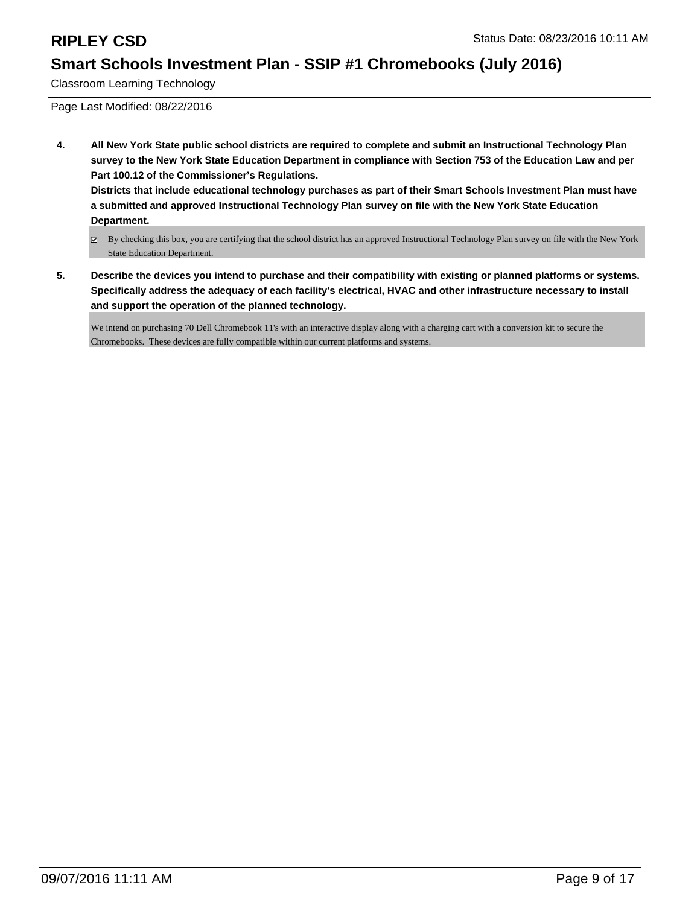Classroom Learning Technology

Page Last Modified: 08/22/2016

**4. All New York State public school districts are required to complete and submit an Instructional Technology Plan survey to the New York State Education Department in compliance with Section 753 of the Education Law and per Part 100.12 of the Commissioner's Regulations.**

**Districts that include educational technology purchases as part of their Smart Schools Investment Plan must have a submitted and approved Instructional Technology Plan survey on file with the New York State Education Department.**

☑ By checking this box, you are certifying that the school district has an approved Instructional Technology Plan survey on file with the New York State Education Department.

**5. Describe the devices you intend to purchase and their compatibility with existing or planned platforms or systems. Specifically address the adequacy of each facility's electrical, HVAC and other infrastructure necessary to install and support the operation of the planned technology.**

We intend on purchasing 70 Dell Chromebook 11's with an interactive display along with a charging cart with a conversion kit to secure the Chromebooks. These devices are fully compatible within our current platforms and systems.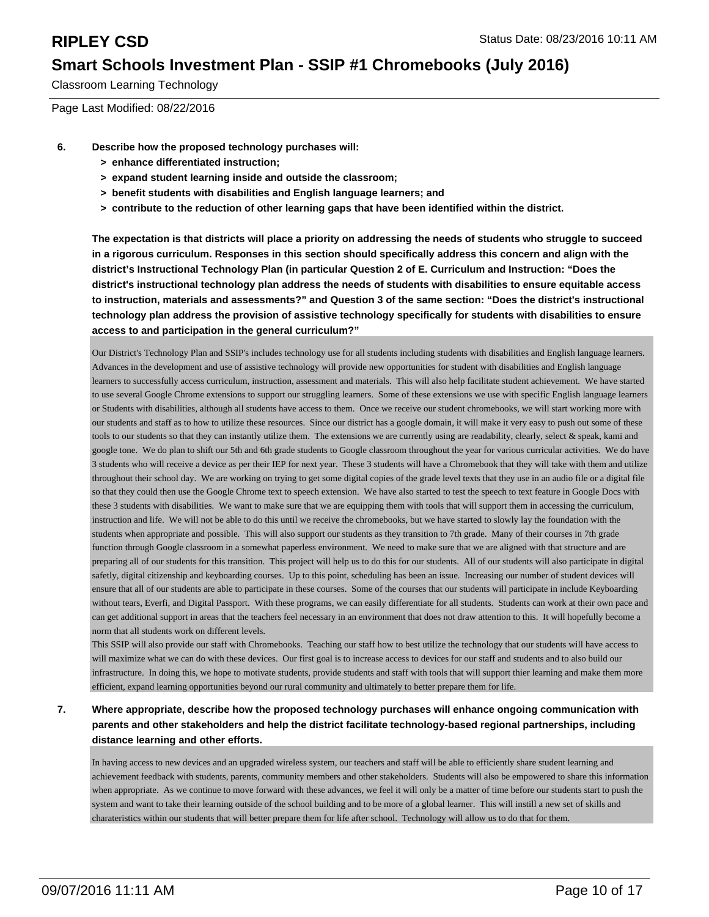# RIPLEY CSD

## Smart Schools Investment Plan - SSIP #1 Chromebooks (July 2016)

Classroom Learning Technology

Page Last Modified: 08/22/2016

**6. Describe how the proposed technology purchases will:**
- **> enhance differentiated instruction;**
- **> expand student learning inside and outside the classroom;**
- **> benefit students with disabilities and English language learners; and**
- **> contribute to the reduction of other learning gaps that have been identified within the district.**

**The expectation is that districts will place a priority on addressing the needs of students who struggle to succeed in a rigorous curriculum. Responses in this section should specifically address this concern and align with the district's Instructional Technology Plan (in particular Question 2 of E. Curriculum and Instruction: "Does the district's instructional technology plan address the needs of students with disabilities to ensure equitable access to instruction, materials and assessments?" and Question 3 of the same section: "Does the district's instructional technology plan address the provision of assistive technology specifically for students with disabilities to ensure access to and participation in the general curriculum?"**

Our District's Technology Plan and SSIP's includes technology use for all students including students with disabilities and English language learners. Advances in the development and use of assistive technology will provide new opportunities for student with disabilities and English language learners to successfully access curriculum, instruction, assessment and materials. This will also help facilitate student achievement. We have started to use several Google Chrome extensions to support our struggling learners. Some of these extensions we use with specific English language learners or Students with disabilities, although all students have access to them. Once we receive our student chromebooks, we will start working more with our students and staff as to how to utilize these resources. Since our district has a google domain, it will make it very easy to push out some of these tools to our students so that they can instantly utilize them. The extensions we are currently using are readability, clearly, select & speak, kami and google tone. We do plan to shift our 5th and 6th grade students to Google classroom throughout the year for various curricular activities. We do have 3 students who will receive a device as per their IEP for next year. These 3 students will have a Chromebook that they will take with them and utilize throughout their school day. We are working on trying to get some digital copies of the grade level texts that they use in an audio file or a digital file so that they could then use the Google Chrome text to speech extension. We have also started to test the speech to text feature in Google Docs with these 3 students with disabilities. We want to make sure that we are equipping them with tools that will support them in accessing the curriculum, instruction and life. We will not be able to do this until we receive the chromebooks, but we have started to slowly lay the foundation with the students when appropriate and possible. This will also support our students as they transition to 7th grade. Many of their courses in 7th grade function through Google classroom in a somewhat paperless environment. We need to make sure that we are aligned with that structure and are preparing all of our students for this transition. This project will help us to do this for our students. All of our students will also participate in digital safetly, digital citizenship and keyboarding courses. Up to this point, scheduling has been an issue. Increasing our number of student devices will ensure that all of our students are able to participate in these courses. Some of the courses that our students will participate in include Keyboarding without tears, Everfi, and Digital Passport. With these programs, we can easily differentiate for all students. Students can work at their own pace and can get additional support in areas that the teachers feel necessary in an environment that does not draw attention to this. It will hopefully become a norm that all students work on different levels.
This SSIP will also provide our staff with Chromebooks. Teaching our staff how to best utilize the technology that our students will have access to will maximize what we can do with these devices. Our first goal is to increase access to devices for our staff and students and to also build our infrastructure. In doing this, we hope to motivate students, provide students and staff with tools that will support thier learning and make them more efficient, expand learning opportunities beyond our rural community and ultimately to better prepare them for life.

**7. Where appropriate, describe how the proposed technology purchases will enhance ongoing communication with parents and other stakeholders and help the district facilitate technology-based regional partnerships, including distance learning and other efforts.**

In having access to new devices and an upgraded wireless system, our teachers and staff will be able to efficiently share student learning and achievement feedback with students, parents, community members and other stakeholders. Students will also be empowered to share this information when appropriate. As we continue to move forward with these advances, we feel it will only be a matter of time before our students start to push the system and want to take their learning outside of the school building and to be more of a global learner. This will instill a new set of skills and charateristics within our students that will better prepare them for life after school. Technology will allow us to do that for them.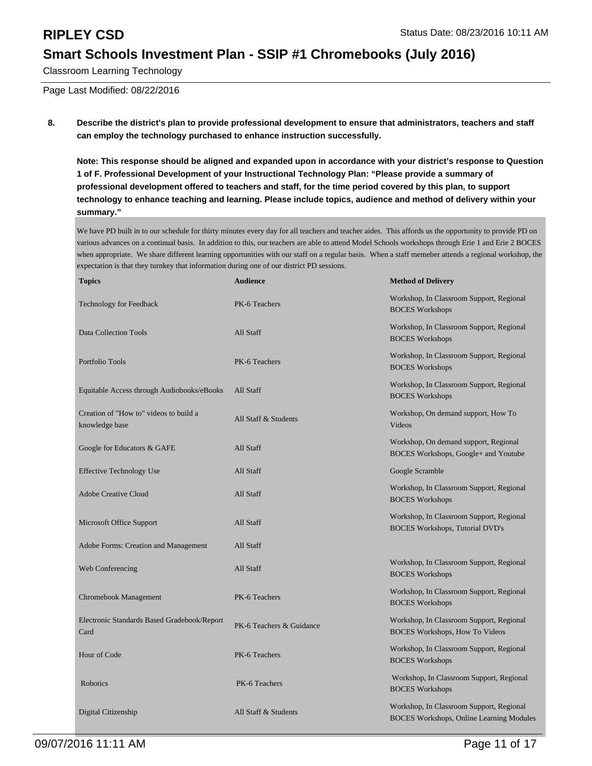Classroom Learning Technology

Page Last Modified: 08/22/2016

**8. Describe the district's plan to provide professional development to ensure that administrators, teachers and staff can employ the technology purchased to enhance instruction successfully.**

**Note: This response should be aligned and expanded upon in accordance with your district's response to Question 1 of F. Professional Development of your Instructional Technology Plan: "Please provide a summary of professional development offered to teachers and staff, for the time period covered by this plan, to support technology to enhance teaching and learning. Please include topics, audience and method of delivery within your summary."**

We have PD built in to our schedule for thirty minutes every day for all teachers and teacher aides. This affords us the opportunity to provide PD on various advances on a continual basis. In addition to this, our teachers are able to attend Model Schools workshops through Erie 1 and Erie 2 BOCES when appropriate. We share different learning opportunities with our staff on a regular basis. When a staff memeber attends a regional workshop, the expectation is that they turnkey that information during one of our district PD sessions.

| Topics | Audience | Method of Delivery |
|---|---|---|
| Technology for Feedback | PK-6 Teachers | Workshop, In Classroom Support, Regional BOCES Workshops |
| Data Collection Tools | All Staff | Workshop, In Classroom Support, Regional BOCES Workshops |
| Portfolio Tools | PK-6 Teachers | Workshop, In Classroom Support, Regional BOCES Workshops |
| Equitable Access through Audiobooks/eBooks | All Staff | Workshop, In Classroom Support, Regional BOCES Workshops |
| Creation of "How to" videos to build a knowledge base | All Staff & Students | Workshop, On demand support, How To Videos |
| Google for Educators & GAFE | All Staff | Workshop, On demand support, Regional BOCES Workshops, Google+ and Youtube |
| Effective Technology Use | All Staff | Google Scramble |
| Adobe Creative Cloud | All Staff | Workshop, In Classroom Support, Regional BOCES Workshops |
| Microsoft Office Support | All Staff | Workshop, In Classroom Support, Regional BOCES Workshops, Tutorial DVD's |
| Adobe Forms: Creation and Management | All Staff | |
| Web Conferencing | All Staff | Workshop, In Classroom Support, Regional BOCES Workshops |
| Chromebook Management | PK-6 Teachers | Workshop, In Classroom Support, Regional BOCES Workshops |
| Electronic Standards Based Gradebook/Report Card | PK-6 Teachers & Guidance | Workshop, In Classroom Support, Regional BOCES Workshops, How To Videos |
| Hour of Code | PK-6 Teachers | Workshop, In Classroom Support, Regional BOCES Workshops |
| Robotics | PK-6 Teachers | Workshop, In Classroom Support, Regional BOCES Workshops |
| Digital Citizenship | All Staff & Students | Workshop, In Classroom Support, Regional BOCES Workshops, Online Learning Modules |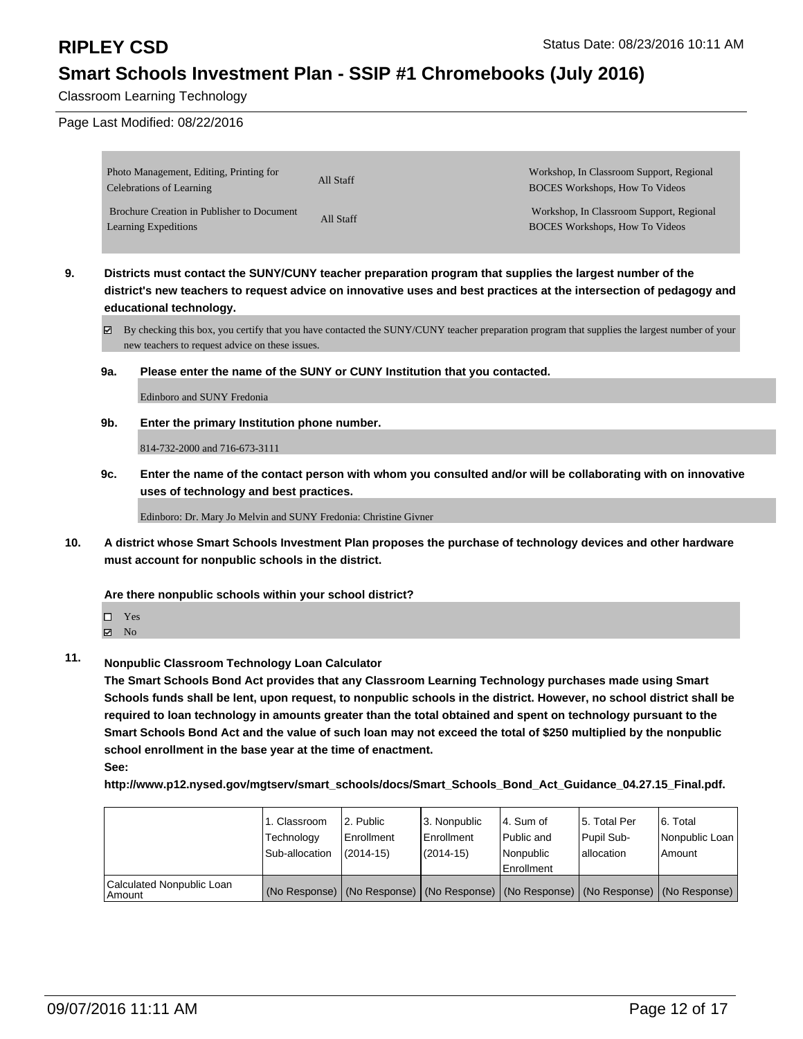| | | |
|---|---|---|
| Photo Management, Editing, Printing for Celebrations of Learning | All Staff | Workshop, In Classroom Support, Regional BOCES Workshops, How To Videos |
| Brochure Creation in Publisher to Document Learning Expeditions | All Staff | Workshop, In Classroom Support, Regional BOCES Workshops, How To Videos |

**9. Districts must contact the SUNY/CUNY teacher preparation program that supplies the largest number of the district's new teachers to request advice on innovative uses and best practices at the intersection of pedagogy and educational technology.**

☑ By checking this box, you certify that you have contacted the SUNY/CUNY teacher preparation program that supplies the largest number of your new teachers to request advice on these issues.

**9a. Please enter the name of the SUNY or CUNY Institution that you contacted.**

Edinboro and SUNY Fredonia

**9b. Enter the primary Institution phone number.**

814-732-2000 and 716-673-3111

**9c. Enter the name of the contact person with whom you consulted and/or will be collaborating with on innovative uses of technology and best practices.**

Edinboro: Dr. Mary Jo Melvin and SUNY Fredonia: Christine Givner

**10. A district whose Smart Schools Investment Plan proposes the purchase of technology devices and other hardware must account for nonpublic schools in the district.**

**Are there nonpublic schools within your school district?**

☐ Yes
☑ No

**11. Nonpublic Classroom Technology Loan Calculator**

**The Smart Schools Bond Act provides that any Classroom Learning Technology purchases made using Smart Schools funds shall be lent, upon request, to nonpublic schools in the district. However, no school district shall be required to loan technology in amounts greater than the total obtained and spent on technology pursuant to the Smart Schools Bond Act and the value of such loan may not exceed the total of $250 multiplied by the nonpublic school enrollment in the base year at the time of enactment.**

**See:**

**http://www.p12.nysed.gov/mgtserv/smart_schools/docs/Smart_Schools_Bond_Act_Guidance_04.27.15_Final.pdf.**

| | 1. Classroom Technology Sub-allocation | 2. Public Enrollment (2014-15) | 3. Nonpublic Enrollment (2014-15) | 4. Sum of Public and Nonpublic Enrollment | 5. Total Per Pupil Sub-allocation | 6. Total Nonpublic Loan Amount |
|---|---|---|---|---|---|---|
| Calculated Nonpublic Loan Amount | (No Response) | (No Response) | (No Response) | (No Response) | (No Response) | (No Response) |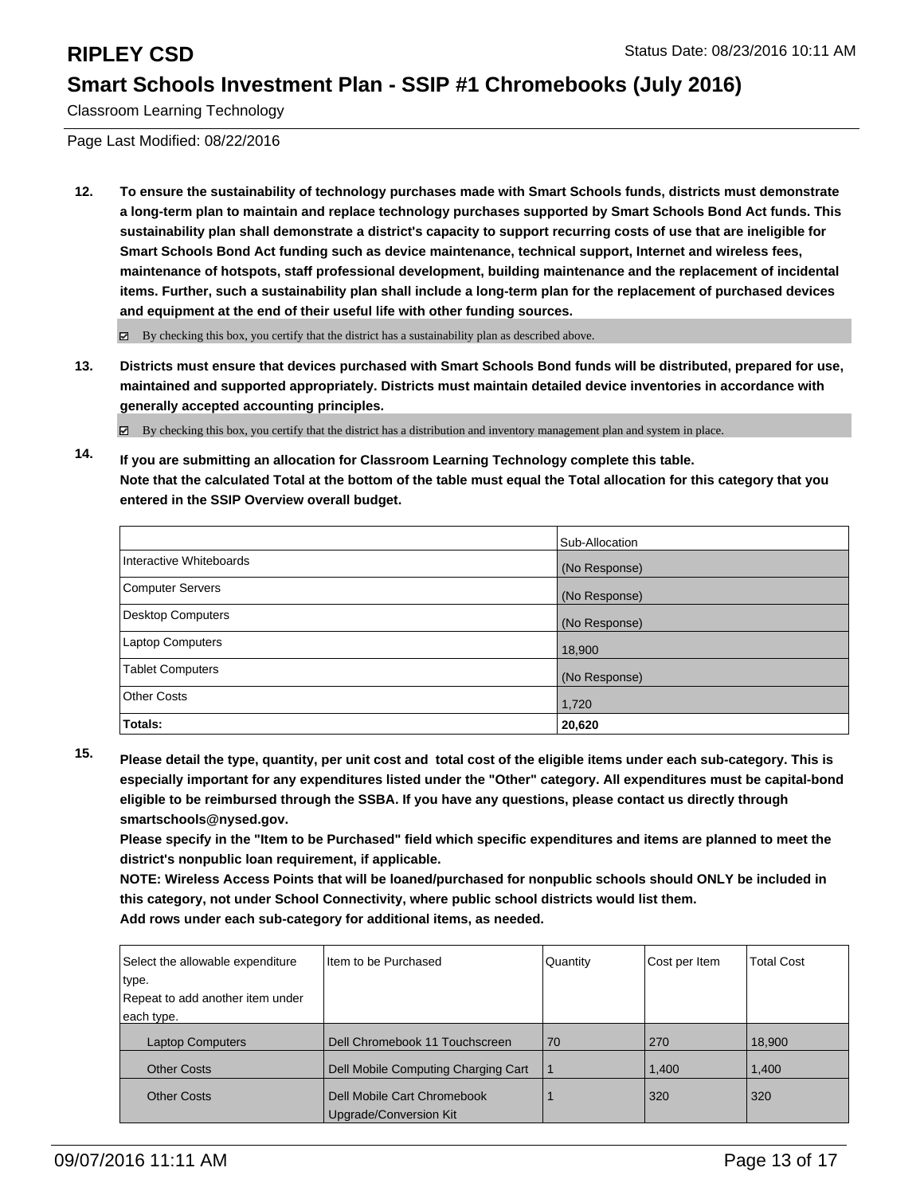**12. To ensure the sustainability of technology purchases made with Smart Schools funds, districts must demonstrate a long-term plan to maintain and replace technology purchases supported by Smart Schools Bond Act funds. This sustainability plan shall demonstrate a district's capacity to support recurring costs of use that are ineligible for Smart Schools Bond Act funding such as device maintenance, technical support, Internet and wireless fees, maintenance of hotspots, staff professional development, building maintenance and the replacement of incidental items. Further, such a sustainability plan shall include a long-term plan for the replacement of purchased devices and equipment at the end of their useful life with other funding sources.**

☑ By checking this box, you certify that the district has a sustainability plan as described above.

**13. Districts must ensure that devices purchased with Smart Schools Bond funds will be distributed, prepared for use, maintained and supported appropriately. Districts must maintain detailed device inventories in accordance with generally accepted accounting principles.**

☑ By checking this box, you certify that the district has a distribution and inventory management plan and system in place.

**14. If you are submitting an allocation for Classroom Learning Technology complete this table. Note that the calculated Total at the bottom of the table must equal the Total allocation for this category that you entered in the SSIP Overview overall budget.**

| | Sub-Allocation |
|---|---|
| Interactive Whiteboards | (No Response) |
| Computer Servers | (No Response) |
| Desktop Computers | (No Response) |
| Laptop Computers | 18,900 |
| Tablet Computers | (No Response) |
| Other Costs | 1,720 |
| **Totals:** | **20,620** |

**15. Please detail the type, quantity, per unit cost and total cost of the eligible items under each sub-category. This is especially important for any expenditures listed under the "Other" category. All expenditures must be capital-bond eligible to be reimbursed through the SSBA. If you have any questions, please contact us directly through smartschools@nysed.gov.**

**Please specify in the "Item to be Purchased" field which specific expenditures and items are planned to meet the district's nonpublic loan requirement, if applicable.**

**NOTE: Wireless Access Points that will be loaned/purchased for nonpublic schools should ONLY be included in this category, not under School Connectivity, where public school districts would list them.**

**Add rows under each sub-category for additional items, as needed.**

| Select the allowable expenditure type. Repeat to add another item under each type. | Item to be Purchased | Quantity | Cost per Item | Total Cost |
|---|---|---|---|---|
| Laptop Computers | Dell Chromebook 11 Touchscreen | 70 | 270 | 18,900 |
| Other Costs | Dell Mobile Computing Charging Cart | 1 | 1,400 | 1,400 |
| Other Costs | Dell Mobile Cart Chromebook Upgrade/Conversion Kit | 1 | 320 | 320 |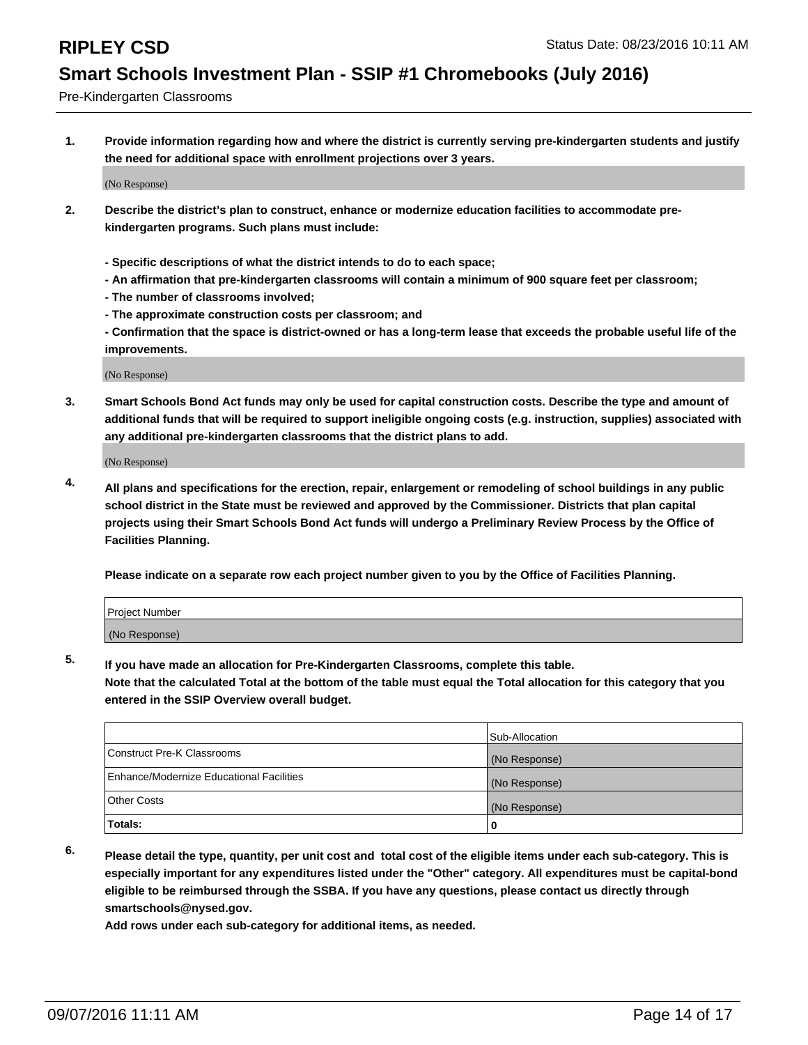**1. Provide information regarding how and where the district is currently serving pre-kindergarten students and justify the need for additional space with enrollment projections over 3 years.**

(No Response)

**2. Describe the district's plan to construct, enhance or modernize education facilities to accommodate pre-kindergarten programs. Such plans must include:**

**- Specific descriptions of what the district intends to do to each space;**
**- An affirmation that pre-kindergarten classrooms will contain a minimum of 900 square feet per classroom;**
**- The number of classrooms involved;**
**- The approximate construction costs per classroom; and**
**- Confirmation that the space is district-owned or has a long-term lease that exceeds the probable useful life of the improvements.**

(No Response)

**3. Smart Schools Bond Act funds may only be used for capital construction costs. Describe the type and amount of additional funds that will be required to support ineligible ongoing costs (e.g. instruction, supplies) associated with any additional pre-kindergarten classrooms that the district plans to add.**

(No Response)

**4. All plans and specifications for the erection, repair, enlargement or remodeling of school buildings in any public school district in the State must be reviewed and approved by the Commissioner. Districts that plan capital projects using their Smart Schools Bond Act funds will undergo a Preliminary Review Process by the Office of Facilities Planning.**

**Please indicate on a separate row each project number given to you by the Office of Facilities Planning.**

| Project Number |
| --- |
| (No Response) |

**5. If you have made an allocation for Pre-Kindergarten Classrooms, complete this table.**
**Note that the calculated Total at the bottom of the table must equal the Total allocation for this category that you entered in the SSIP Overview overall budget.**

| | Sub-Allocation |
| --- | --- |
| Construct Pre-K Classrooms | (No Response) |
| Enhance/Modernize Educational Facilities | (No Response) |
| Other Costs | (No Response) |
| **Totals:** | **0** |

**6. Please detail the type, quantity, per unit cost and total cost of the eligible items under each sub-category. This is especially important for any expenditures listed under the "Other" category. All expenditures must be capital-bond eligible to be reimbursed through the SSBA. If you have any questions, please contact us directly through smartschools@nysed.gov.**
**Add rows under each sub-category for additional items, as needed.**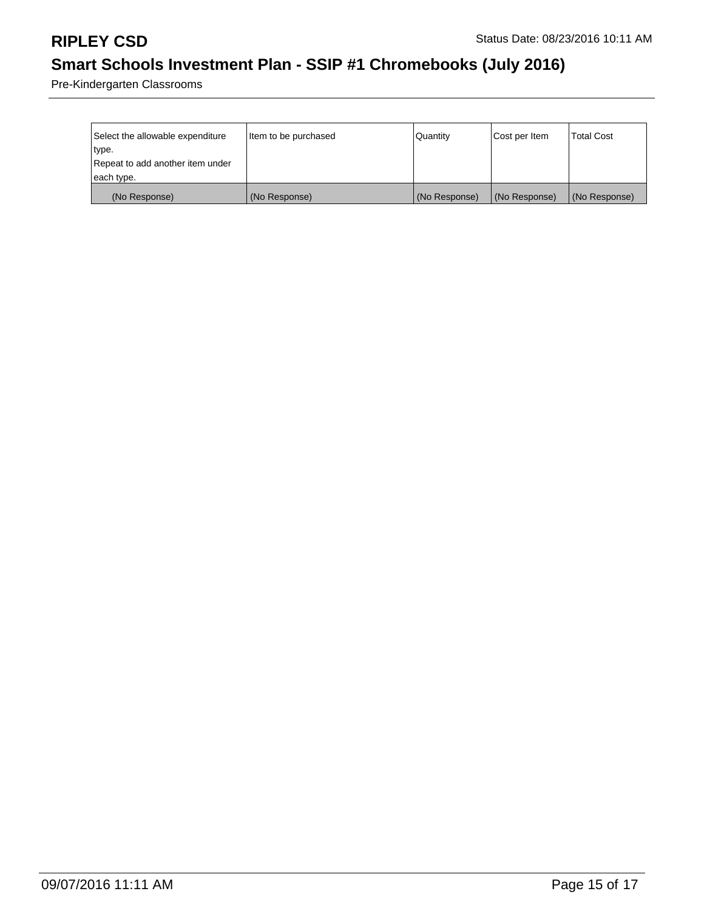Pre-Kindergarten Classrooms

| Select the allowable expenditure type.<br>Repeat to add another item under each type. | Item to be purchased | Quantity | Cost per Item | Total Cost |
| --- | --- | --- | --- | --- |
| (No Response) | (No Response) | (No Response) | (No Response) | (No Response) |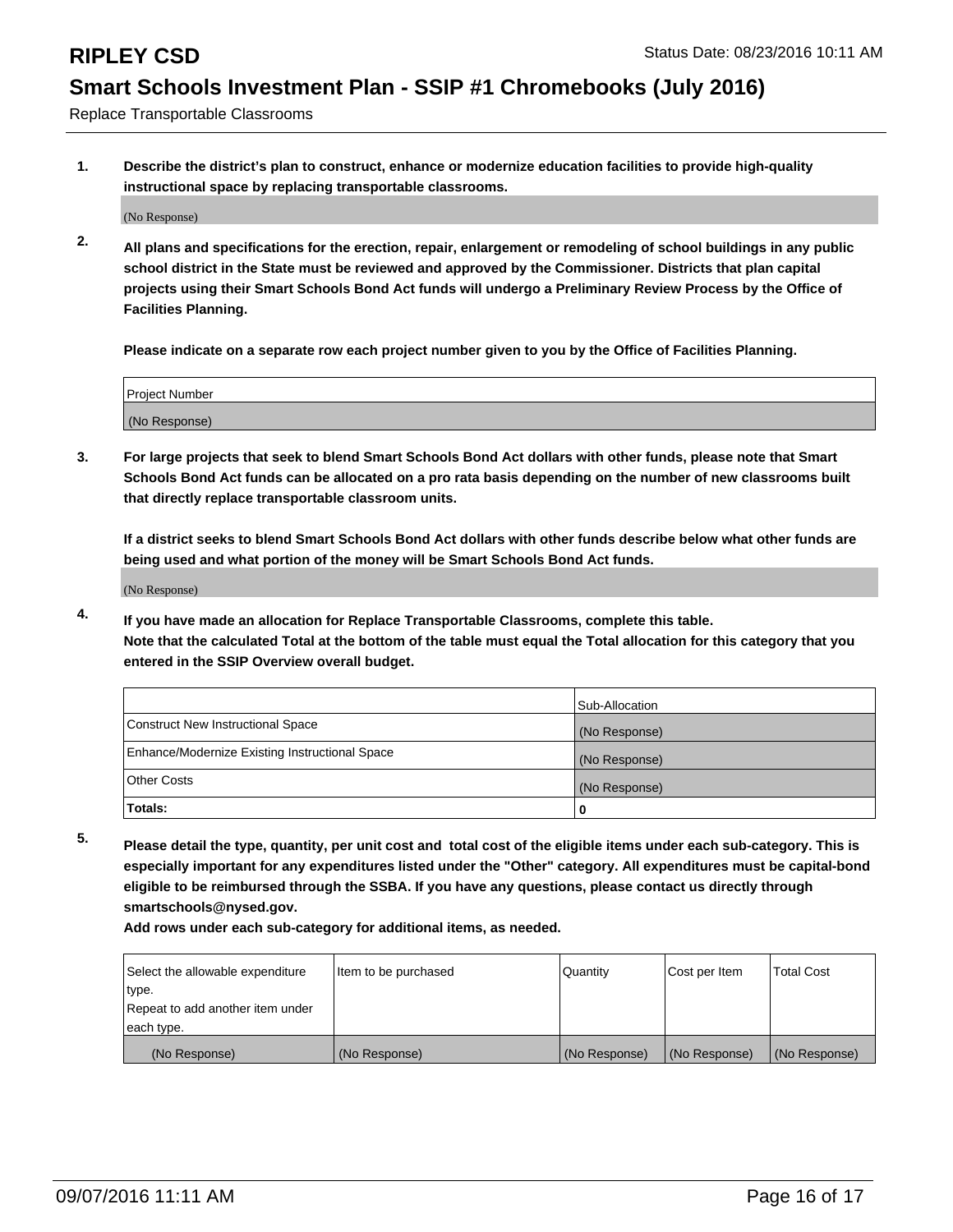# RIPLEY CSD

Status Date: 08/23/2016 10:11 AM

## Smart Schools Investment Plan - SSIP #1 Chromebooks (July 2016)

Replace Transportable Classrooms

**1. Describe the district's plan to construct, enhance or modernize education facilities to provide high-quality instructional space by replacing transportable classrooms.**

(No Response)

**2. All plans and specifications for the erection, repair, enlargement or remodeling of school buildings in any public school district in the State must be reviewed and approved by the Commissioner. Districts that plan capital projects using their Smart Schools Bond Act funds will undergo a Preliminary Review Process by the Office of Facilities Planning.**

**Please indicate on a separate row each project number given to you by the Office of Facilities Planning.**

| Project Number |
|---|
| (No Response) |

**3. For large projects that seek to blend Smart Schools Bond Act dollars with other funds, please note that Smart Schools Bond Act funds can be allocated on a pro rata basis depending on the number of new classrooms built that directly replace transportable classroom units.**

**If a district seeks to blend Smart Schools Bond Act dollars with other funds describe below what other funds are being used and what portion of the money will be Smart Schools Bond Act funds.**

(No Response)

**4. If you have made an allocation for Replace Transportable Classrooms, complete this table.**
**Note that the calculated Total at the bottom of the table must equal the Total allocation for this category that you entered in the SSIP Overview overall budget.**

| | Sub-Allocation |
|---|---|
| Construct New Instructional Space | (No Response) |
| Enhance/Modernize Existing Instructional Space | (No Response) |
| Other Costs | (No Response) |
| **Totals:** | **0** |

**5. Please detail the type, quantity, per unit cost and total cost of the eligible items under each sub-category. This is especially important for any expenditures listed under the "Other" category. All expenditures must be capital-bond eligible to be reimbursed through the SSBA. If you have any questions, please contact us directly through smartschools@nysed.gov.**
**Add rows under each sub-category for additional items, as needed.**

| Select the allowable expenditure type. Repeat to add another item under each type. | Item to be purchased | Quantity | Cost per Item | Total Cost |
|---|---|---|---|---|
| (No Response) | (No Response) | (No Response) | (No Response) | (No Response) |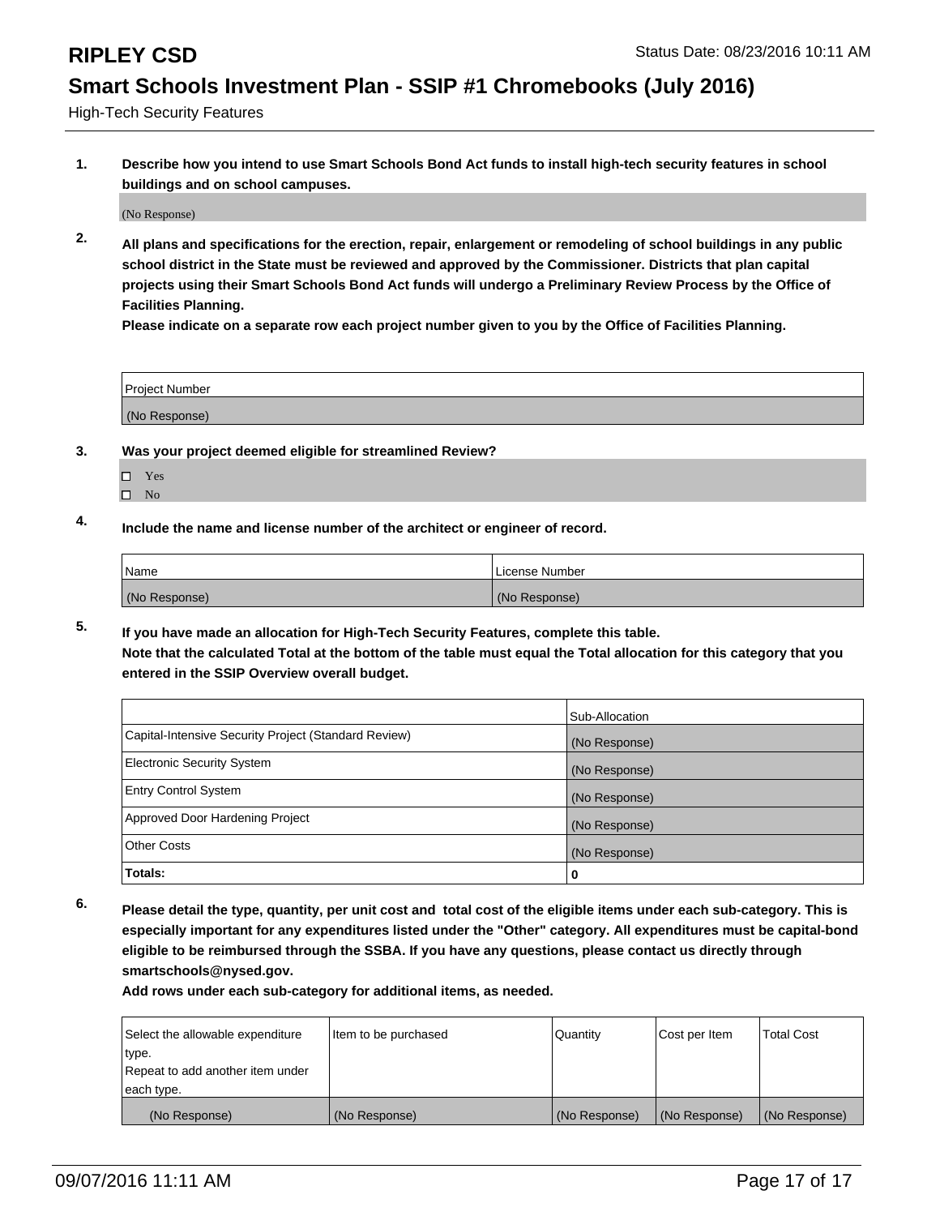# RIPLEY CSD

Status Date: 08/23/2016 10:11 AM

## Smart Schools Investment Plan - SSIP #1 Chromebooks (July 2016)

High-Tech Security Features

**1. Describe how you intend to use Smart Schools Bond Act funds to install high-tech security features in school buildings and on school campuses.**

(No Response)

**2. All plans and specifications for the erection, repair, enlargement or remodeling of school buildings in any public school district in the State must be reviewed and approved by the Commissioner. Districts that plan capital projects using their Smart Schools Bond Act funds will undergo a Preliminary Review Process by the Office of Facilities Planning.**

**Please indicate on a separate row each project number given to you by the Office of Facilities Planning.**

| Project Number |
| --- |
| (No Response) |

**3. Was your project deemed eligible for streamlined Review?**

- ☐ Yes
- ☐ No

**4. Include the name and license number of the architect or engineer of record.**

| Name | License Number |
| --- | --- |
| (No Response) | (No Response) |

**5. If you have made an allocation for High-Tech Security Features, complete this table.**
**Note that the calculated Total at the bottom of the table must equal the Total allocation for this category that you entered in the SSIP Overview overall budget.**

| | Sub-Allocation |
| --- | --- |
| Capital-Intensive Security Project (Standard Review) | (No Response) |
| Electronic Security System | (No Response) |
| Entry Control System | (No Response) |
| Approved Door Hardening Project | (No Response) |
| Other Costs | (No Response) |
| **Totals:** | **0** |

**6. Please detail the type, quantity, per unit cost and total cost of the eligible items under each sub-category. This is especially important for any expenditures listed under the "Other" category. All expenditures must be capital-bond eligible to be reimbursed through the SSBA. If you have any questions, please contact us directly through smartschools@nysed.gov.**

**Add rows under each sub-category for additional items, as needed.**

| Select the allowable expenditure type. Repeat to add another item under each type. | Item to be purchased | Quantity | Cost per Item | Total Cost |
| --- | --- | --- | --- | --- |
| (No Response) | (No Response) | (No Response) | (No Response) | (No Response) |